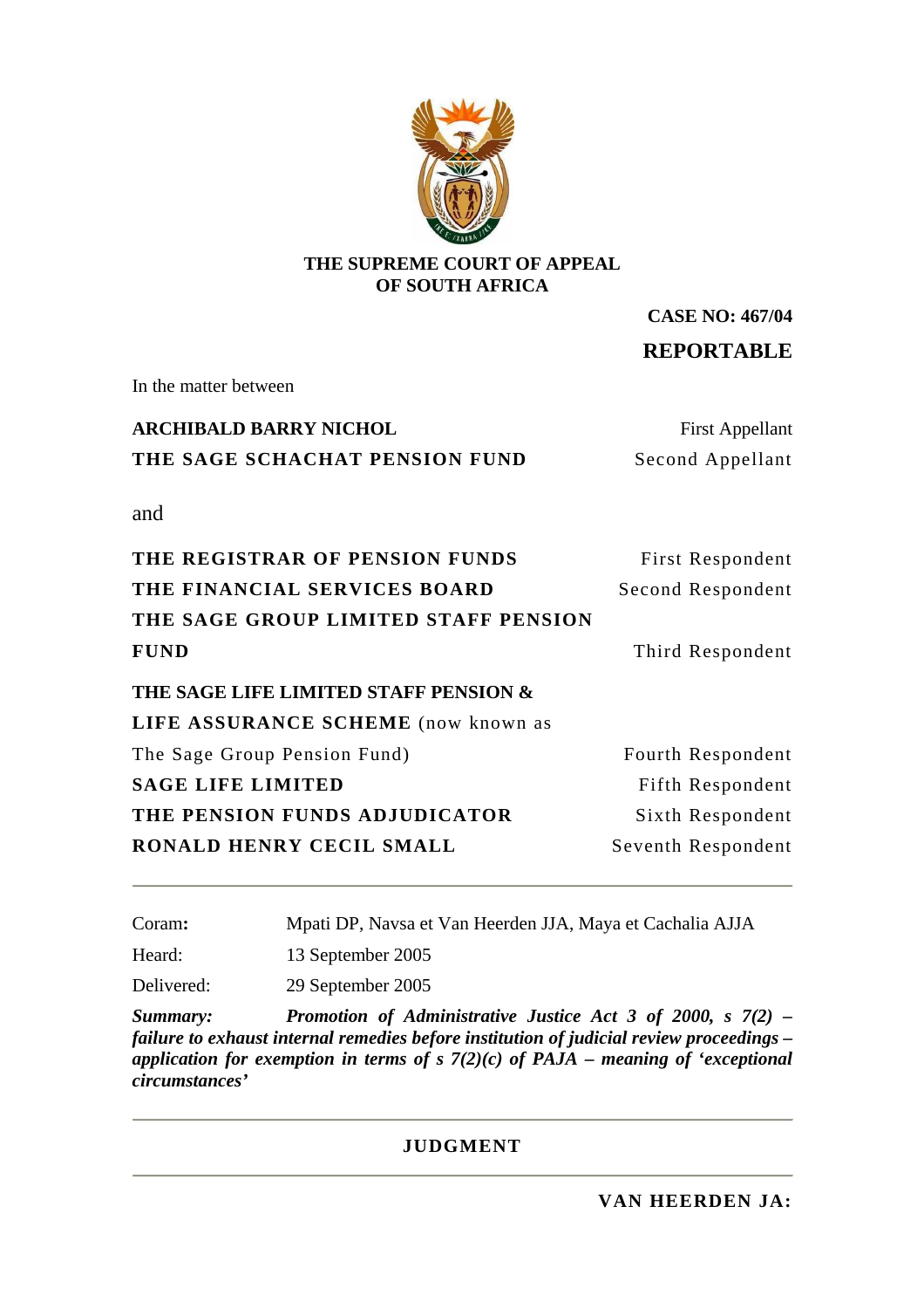**THE SUPREME COURT OF APPEAL OF SOUTH AFRICA**

**CASE NO: 467/04**

**REPORTABLE**

In the matter between

| | |
|---|---|
| **ARCHIBALD BARRY NICHOL** | First Appellant |
| **THE SAGE SCHACHAT PENSION FUND** | Second Appellant |

and

| | |
|---|---|
| **THE REGISTRAR OF PENSION FUNDS** | First Respondent |
| **THE FINANCIAL SERVICES BOARD** | Second Respondent |
| **THE SAGE GROUP LIMITED STAFF PENSION FUND** | Third Respondent |
| **THE SAGE LIFE LIMITED STAFF PENSION & LIFE ASSURANCE SCHEME** (now known as The Sage Group Pension Fund) | Fourth Respondent |
| **SAGE LIFE LIMITED** | Fifth Respondent |
| **THE PENSION FUNDS ADJUDICATOR** | Sixth Respondent |
| **RONALD HENRY CECIL SMALL** | Seventh Respondent |

---

Coram**:** Mpati DP, Navsa et Van Heerden JJA, Maya et Cachalia AJJA

Heard: 13 September 2005

Delivered: 29 September 2005

***Summary:*** ***Promotion of Administrative Justice Act 3 of 2000, s 7(2) – failure to exhaust internal remedies before institution of judicial review proceedings – application for exemption in terms of s 7(2)(c) of PAJA – meaning of 'exceptional circumstances'***

---

## JUDGMENT

---

**VAN HEERDEN JA:**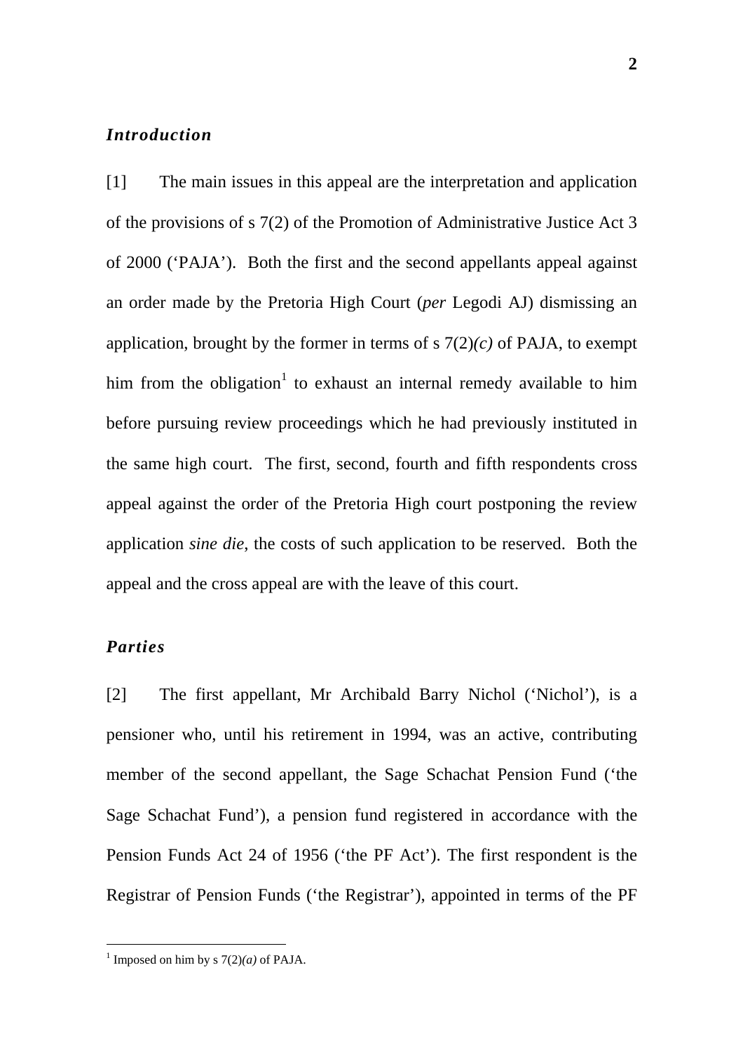### *Introduction*

[1] The main issues in this appeal are the interpretation and application of the provisions of s 7(2) of the Promotion of Administrative Justice Act 3 of 2000 ('PAJA'). Both the first and the second appellants appeal against an order made by the Pretoria High Court (*per* Legodi AJ) dismissing an application, brought by the former in terms of s 7(2)*(c)* of PAJA, to exempt him from the obligation[1] to exhaust an internal remedy available to him before pursuing review proceedings which he had previously instituted in the same high court. The first, second, fourth and fifth respondents cross appeal against the order of the Pretoria High court postponing the review application *sine die*, the costs of such application to be reserved. Both the appeal and the cross appeal are with the leave of this court.

### *Parties*

[2] The first appellant, Mr Archibald Barry Nichol ('Nichol'), is a pensioner who, until his retirement in 1994, was an active, contributing member of the second appellant, the Sage Schachat Pension Fund ('the Sage Schachat Fund'), a pension fund registered in accordance with the Pension Funds Act 24 of 1956 ('the PF Act'). The first respondent is the Registrar of Pension Funds ('the Registrar'), appointed in terms of the PF

---

[1] Imposed on him by s 7(2)*(a)* of PAJA.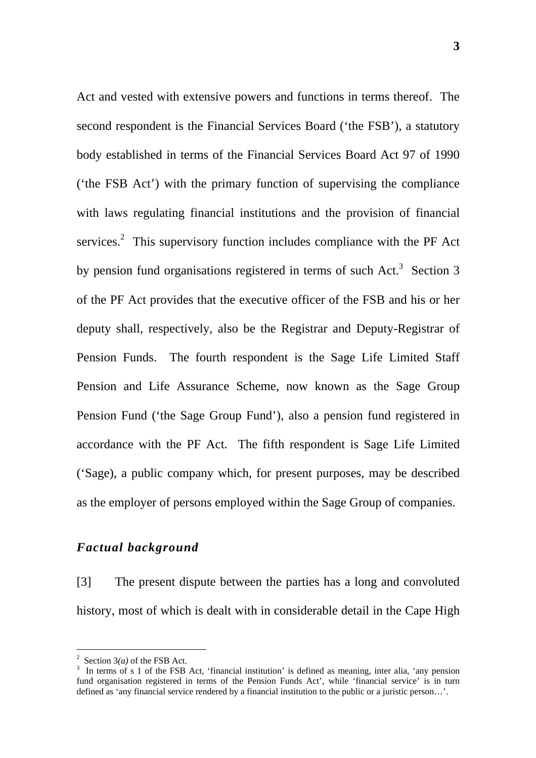Act and vested with extensive powers and functions in terms thereof. The second respondent is the Financial Services Board ('the FSB'), a statutory body established in terms of the Financial Services Board Act 97 of 1990 ('the FSB Act') with the primary function of supervising the compliance with laws regulating financial institutions and the provision of financial services.[2] This supervisory function includes compliance with the PF Act by pension fund organisations registered in terms of such Act.[3] Section 3 of the PF Act provides that the executive officer of the FSB and his or her deputy shall, respectively, also be the Registrar and Deputy-Registrar of Pension Funds. The fourth respondent is the Sage Life Limited Staff Pension and Life Assurance Scheme, now known as the Sage Group Pension Fund ('the Sage Group Fund'), also a pension fund registered in accordance with the PF Act. The fifth respondent is Sage Life Limited ('Sage), a public company which, for present purposes, may be described as the employer of persons employed within the Sage Group of companies.

### *Factual background*

[3] The present dispute between the parties has a long and convoluted history, most of which is dealt with in considerable detail in the Cape High

---

[2] Section 3*(a)* of the FSB Act.

[3] In terms of s 1 of the FSB Act, 'financial institution' is defined as meaning, inter alia, 'any pension fund organisation registered in terms of the Pension Funds Act', while 'financial service' is in turn defined as 'any financial service rendered by a financial institution to the public or a juristic person…'.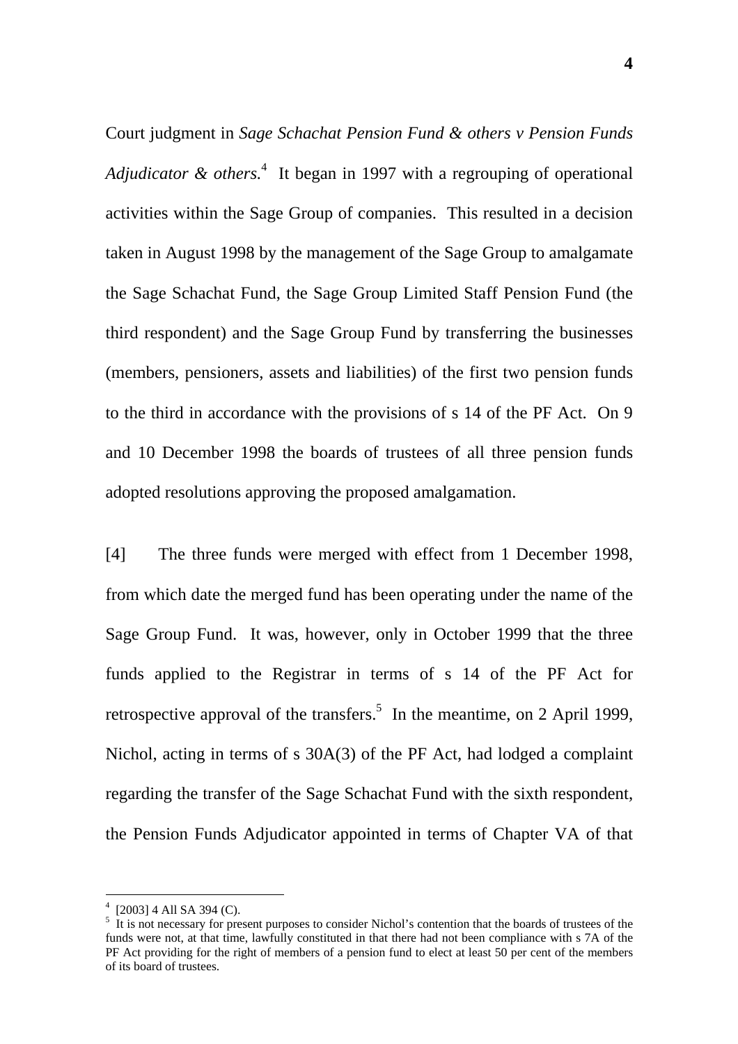Court judgment in *Sage Schachat Pension Fund & others v Pension Funds Adjudicator & others.*[4] It began in 1997 with a regrouping of operational activities within the Sage Group of companies. This resulted in a decision taken in August 1998 by the management of the Sage Group to amalgamate the Sage Schachat Fund, the Sage Group Limited Staff Pension Fund (the third respondent) and the Sage Group Fund by transferring the businesses (members, pensioners, assets and liabilities) of the first two pension funds to the third in accordance with the provisions of s 14 of the PF Act. On 9 and 10 December 1998 the boards of trustees of all three pension funds adopted resolutions approving the proposed amalgamation.

[4] The three funds were merged with effect from 1 December 1998, from which date the merged fund has been operating under the name of the Sage Group Fund. It was, however, only in October 1999 that the three funds applied to the Registrar in terms of s 14 of the PF Act for retrospective approval of the transfers.[5] In the meantime, on 2 April 1999, Nichol, acting in terms of s 30A(3) of the PF Act, had lodged a complaint regarding the transfer of the Sage Schachat Fund with the sixth respondent, the Pension Funds Adjudicator appointed in terms of Chapter VA of that

---

[4] [2003] 4 All SA 394 (C).

[5] It is not necessary for present purposes to consider Nichol's contention that the boards of trustees of the funds were not, at that time, lawfully constituted in that there had not been compliance with s 7A of the PF Act providing for the right of members of a pension fund to elect at least 50 per cent of the members of its board of trustees.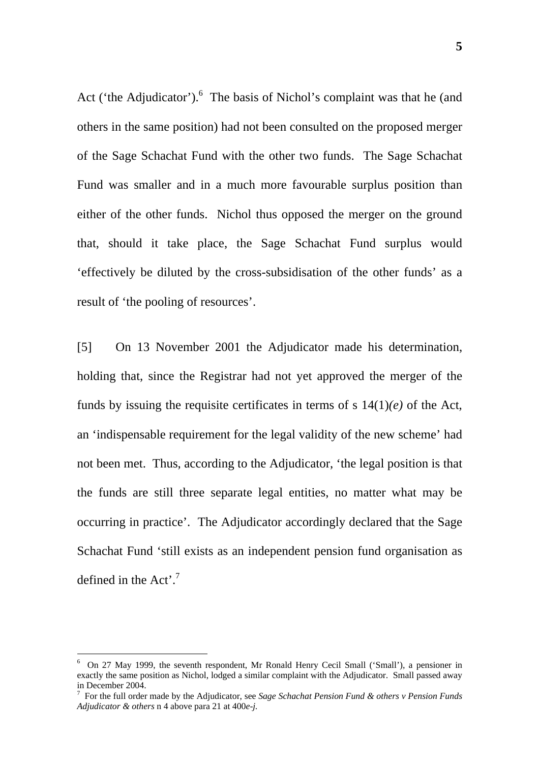Act ('the Adjudicator').[6] The basis of Nichol's complaint was that he (and others in the same position) had not been consulted on the proposed merger of the Sage Schachat Fund with the other two funds. The Sage Schachat Fund was smaller and in a much more favourable surplus position than either of the other funds. Nichol thus opposed the merger on the ground that, should it take place, the Sage Schachat Fund surplus would 'effectively be diluted by the cross-subsidisation of the other funds' as a result of 'the pooling of resources'.

[5] On 13 November 2001 the Adjudicator made his determination, holding that, since the Registrar had not yet approved the merger of the funds by issuing the requisite certificates in terms of s 14(1)*(e)* of the Act, an 'indispensable requirement for the legal validity of the new scheme' had not been met. Thus, according to the Adjudicator, 'the legal position is that the funds are still three separate legal entities, no matter what may be occurring in practice'. The Adjudicator accordingly declared that the Sage Schachat Fund 'still exists as an independent pension fund organisation as defined in the Act'.[7]

---

[6] On 27 May 1999, the seventh respondent, Mr Ronald Henry Cecil Small ('Small'), a pensioner in exactly the same position as Nichol, lodged a similar complaint with the Adjudicator. Small passed away in December 2004.

[7] For the full order made by the Adjudicator, see *Sage Schachat Pension Fund & others v Pension Funds Adjudicator & others* n 4 above para 21 at 400*e-j*.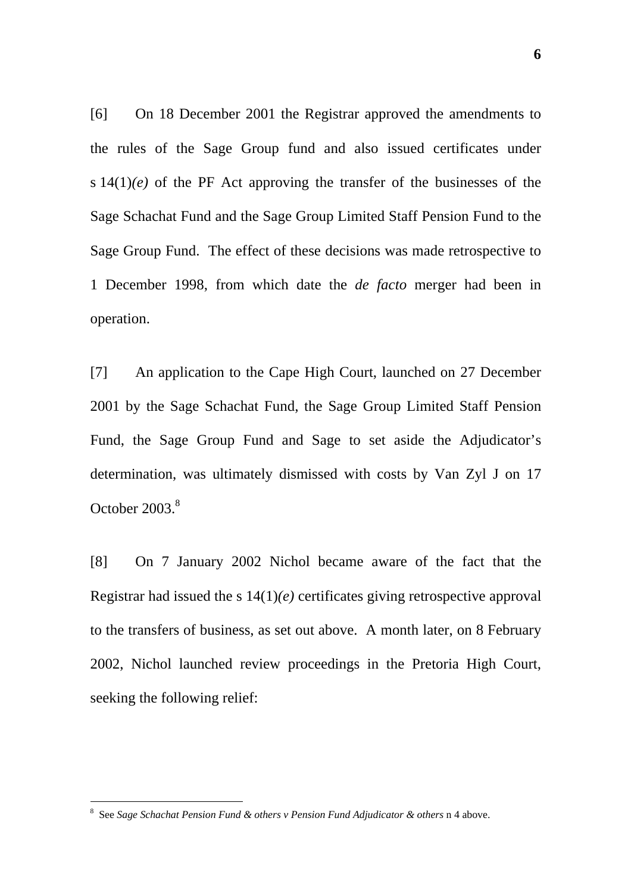[6] On 18 December 2001 the Registrar approved the amendments to the rules of the Sage Group fund and also issued certificates under s 14(1)*(e)* of the PF Act approving the transfer of the businesses of the Sage Schachat Fund and the Sage Group Limited Staff Pension Fund to the Sage Group Fund. The effect of these decisions was made retrospective to 1 December 1998, from which date the *de facto* merger had been in operation.

[7] An application to the Cape High Court, launched on 27 December 2001 by the Sage Schachat Fund, the Sage Group Limited Staff Pension Fund, the Sage Group Fund and Sage to set aside the Adjudicator's determination, was ultimately dismissed with costs by Van Zyl J on 17 October 2003.[8]

[8] On 7 January 2002 Nichol became aware of the fact that the Registrar had issued the s 14(1)*(e)* certificates giving retrospective approval to the transfers of business, as set out above. A month later, on 8 February 2002, Nichol launched review proceedings in the Pretoria High Court, seeking the following relief:

---

[8] See *Sage Schachat Pension Fund & others v Pension Fund Adjudicator & others* n 4 above.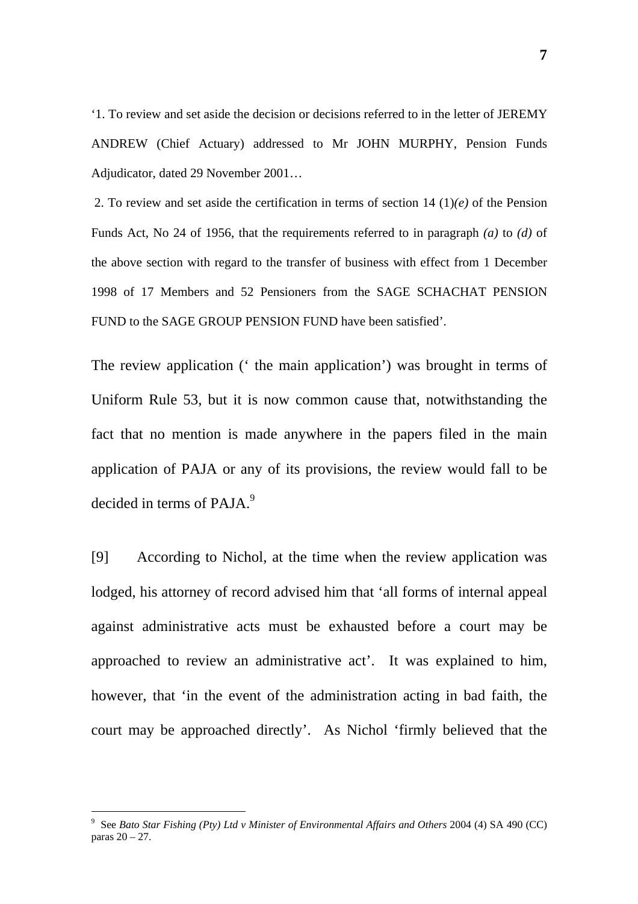‘1. To review and set aside the decision or decisions referred to in the letter of JEREMY ANDREW (Chief Actuary) addressed to Mr JOHN MURPHY, Pension Funds Adjudicator, dated 29 November 2001…

2. To review and set aside the certification in terms of section 14 (1)*(e)* of the Pension Funds Act, No 24 of 1956, that the requirements referred to in paragraph *(a)* to *(d)* of the above section with regard to the transfer of business with effect from 1 December 1998 of 17 Members and 52 Pensioners from the SAGE SCHACHAT PENSION FUND to the SAGE GROUP PENSION FUND have been satisfied’.

The review application (‘ the main application’) was brought in terms of Uniform Rule 53, but it is now common cause that, notwithstanding the fact that no mention is made anywhere in the papers filed in the main application of PAJA or any of its provisions, the review would fall to be decided in terms of PAJA.[9]

[9] According to Nichol, at the time when the review application was lodged, his attorney of record advised him that ‘all forms of internal appeal against administrative acts must be exhausted before a court may be approached to review an administrative act’. It was explained to him, however, that ‘in the event of the administration acting in bad faith, the court may be approached directly’. As Nichol ‘firmly believed that the

---

[9] See *Bato Star Fishing (Pty) Ltd v Minister of Environmental Affairs and Others* 2004 (4) SA 490 (CC) paras 20 – 27.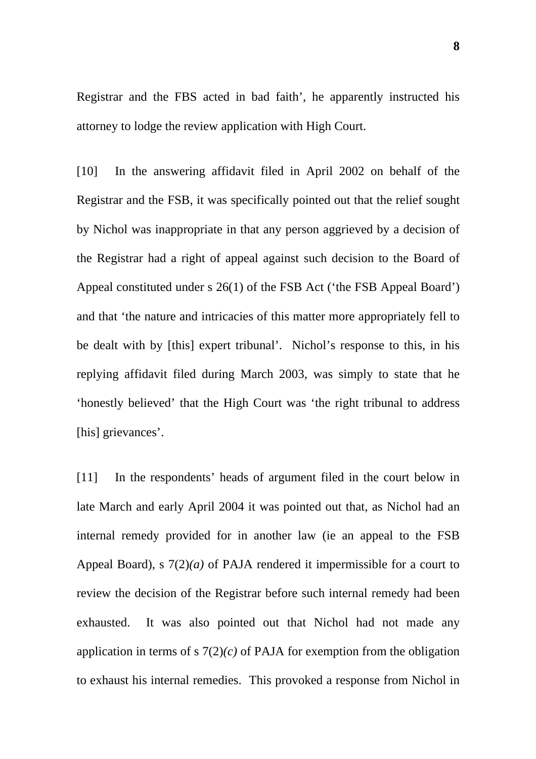Registrar and the FBS acted in bad faith', he apparently instructed his attorney to lodge the review application with High Court.

[10] In the answering affidavit filed in April 2002 on behalf of the Registrar and the FSB, it was specifically pointed out that the relief sought by Nichol was inappropriate in that any person aggrieved by a decision of the Registrar had a right of appeal against such decision to the Board of Appeal constituted under s 26(1) of the FSB Act ('the FSB Appeal Board') and that 'the nature and intricacies of this matter more appropriately fell to be dealt with by [this] expert tribunal'. Nichol's response to this, in his replying affidavit filed during March 2003, was simply to state that he 'honestly believed' that the High Court was 'the right tribunal to address [his] grievances'.

[11] In the respondents' heads of argument filed in the court below in late March and early April 2004 it was pointed out that, as Nichol had an internal remedy provided for in another law (ie an appeal to the FSB Appeal Board), s 7(2)*(a)* of PAJA rendered it impermissible for a court to review the decision of the Registrar before such internal remedy had been exhausted. It was also pointed out that Nichol had not made any application in terms of s 7(2)*(c)* of PAJA for exemption from the obligation to exhaust his internal remedies. This provoked a response from Nichol in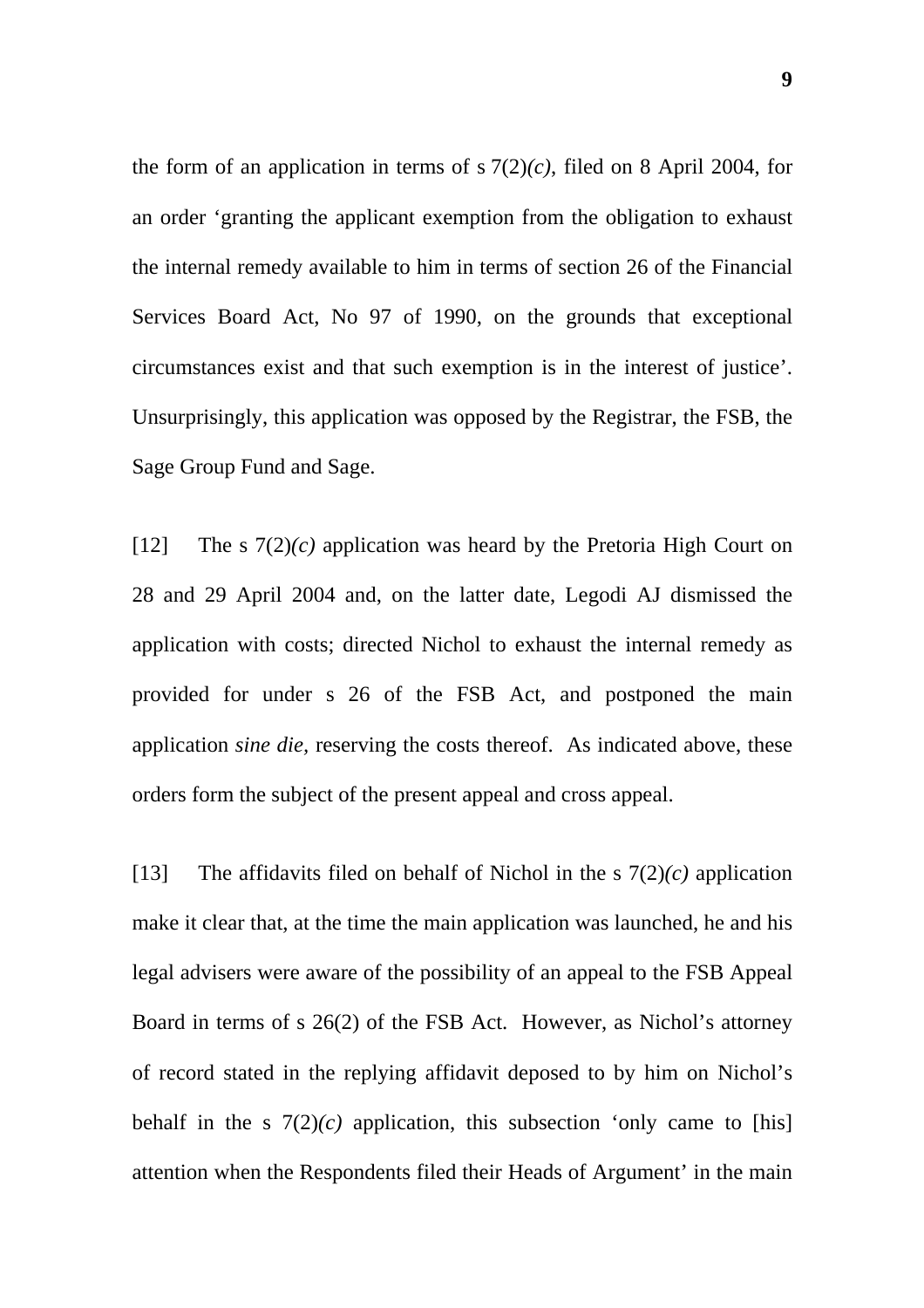the form of an application in terms of s 7(2)*(c)*, filed on 8 April 2004, for an order 'granting the applicant exemption from the obligation to exhaust the internal remedy available to him in terms of section 26 of the Financial Services Board Act, No 97 of 1990, on the grounds that exceptional circumstances exist and that such exemption is in the interest of justice'. Unsurprisingly, this application was opposed by the Registrar, the FSB, the Sage Group Fund and Sage.

[12] The s 7(2)*(c)* application was heard by the Pretoria High Court on 28 and 29 April 2004 and, on the latter date, Legodi AJ dismissed the application with costs; directed Nichol to exhaust the internal remedy as provided for under s 26 of the FSB Act, and postponed the main application *sine die*, reserving the costs thereof. As indicated above, these orders form the subject of the present appeal and cross appeal.

[13] The affidavits filed on behalf of Nichol in the s 7(2)*(c)* application make it clear that, at the time the main application was launched, he and his legal advisers were aware of the possibility of an appeal to the FSB Appeal Board in terms of s 26(2) of the FSB Act. However, as Nichol's attorney of record stated in the replying affidavit deposed to by him on Nichol's behalf in the s 7(2)*(c)* application, this subsection 'only came to [his] attention when the Respondents filed their Heads of Argument' in the main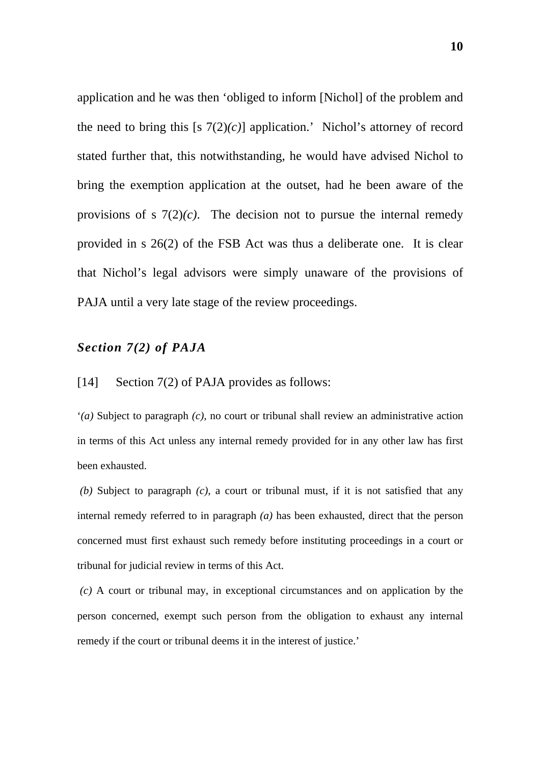application and he was then 'obliged to inform [Nichol] of the problem and the need to bring this [s 7(2)*(c)*] application.' Nichol's attorney of record stated further that, this notwithstanding, he would have advised Nichol to bring the exemption application at the outset, had he been aware of the provisions of s 7(2)*(c)*. The decision not to pursue the internal remedy provided in s 26(2) of the FSB Act was thus a deliberate one. It is clear that Nichol's legal advisors were simply unaware of the provisions of PAJA until a very late stage of the review proceedings.

### ***Section 7(2) of PAJA***

[14] Section 7(2) of PAJA provides as follows:

'*(a)* Subject to paragraph *(c)*, no court or tribunal shall review an administrative action in terms of this Act unless any internal remedy provided for in any other law has first been exhausted.

*(b)* Subject to paragraph *(c)*, a court or tribunal must, if it is not satisfied that any internal remedy referred to in paragraph *(a)* has been exhausted, direct that the person concerned must first exhaust such remedy before instituting proceedings in a court or tribunal for judicial review in terms of this Act.

*(c)* A court or tribunal may, in exceptional circumstances and on application by the person concerned, exempt such person from the obligation to exhaust any internal remedy if the court or tribunal deems it in the interest of justice.'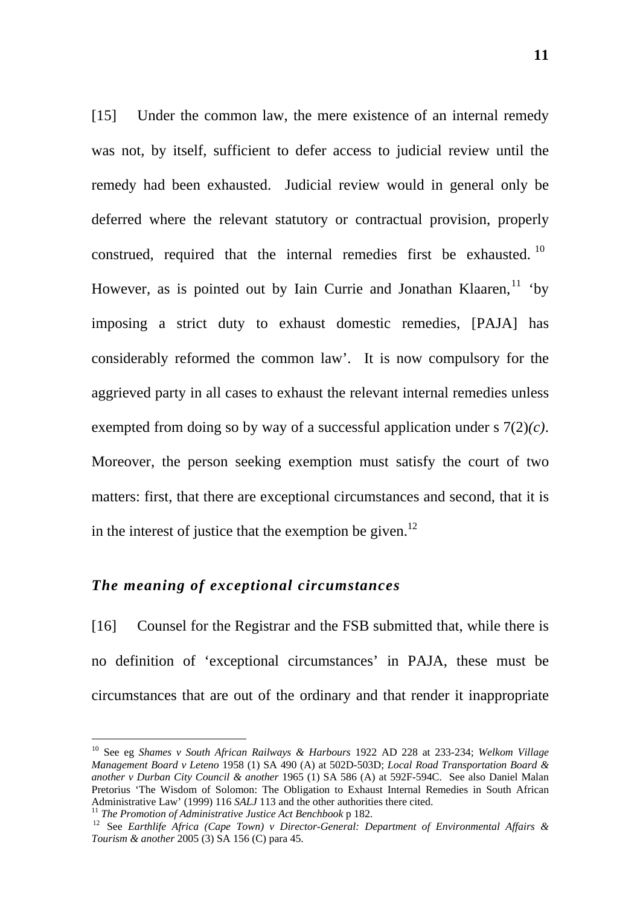[15] Under the common law, the mere existence of an internal remedy was not, by itself, sufficient to defer access to judicial review until the remedy had been exhausted. Judicial review would in general only be deferred where the relevant statutory or contractual provision, properly construed, required that the internal remedies first be exhausted.[10] However, as is pointed out by Iain Currie and Jonathan Klaaren,[11] 'by imposing a strict duty to exhaust domestic remedies, [PAJA] has considerably reformed the common law'. It is now compulsory for the aggrieved party in all cases to exhaust the relevant internal remedies unless exempted from doing so by way of a successful application under s 7(2)*(c)*. Moreover, the person seeking exemption must satisfy the court of two matters: first, that there are exceptional circumstances and second, that it is in the interest of justice that the exemption be given.[12]

### *The meaning of exceptional circumstances*

[16] Counsel for the Registrar and the FSB submitted that, while there is no definition of 'exceptional circumstances' in PAJA, these must be circumstances that are out of the ordinary and that render it inappropriate

---

[10] See eg *Shames v South African Railways & Harbours* 1922 AD 228 at 233-234; *Welkom Village Management Board v Leteno* 1958 (1) SA 490 (A) at 502D-503D; *Local Road Transportation Board & another v Durban City Council & another* 1965 (1) SA 586 (A) at 592F-594C. See also Daniel Malan Pretorius 'The Wisdom of Solomon: The Obligation to Exhaust Internal Remedies in South African Administrative Law' (1999) 116 *SALJ* 113 and the other authorities there cited.

[11] *The Promotion of Administrative Justice Act Benchbook* p 182.

[12] See *Earthlife Africa (Cape Town) v Director-General: Department of Environmental Affairs & Tourism & another* 2005 (3) SA 156 (C) para 45.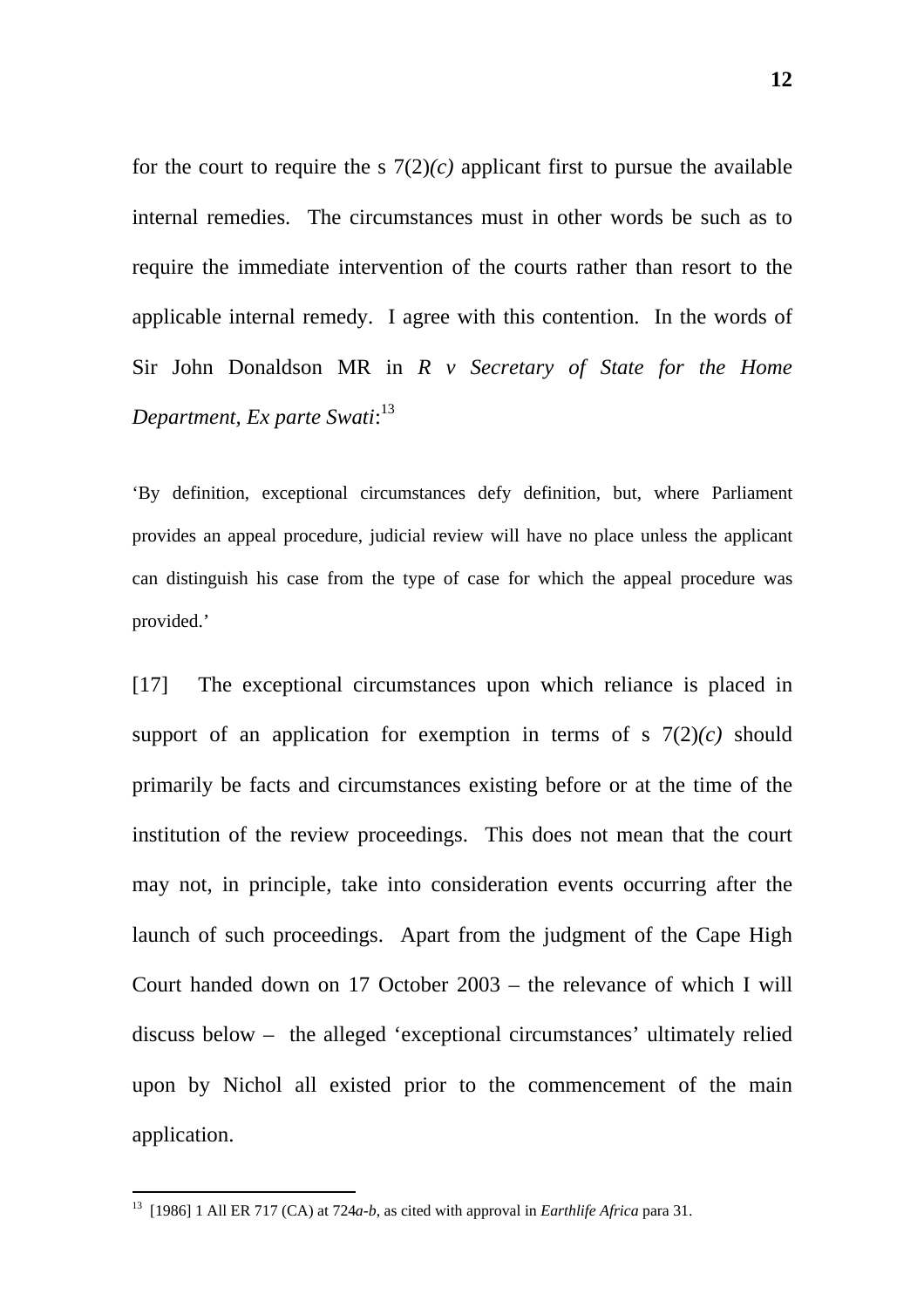for the court to require the s 7(2)*(c)* applicant first to pursue the available internal remedies. The circumstances must in other words be such as to require the immediate intervention of the courts rather than resort to the applicable internal remedy. I agree with this contention. In the words of Sir John Donaldson MR in *R v Secretary of State for the Home Department, Ex parte Swati*:[13]

> 'By definition, exceptional circumstances defy definition, but, where Parliament provides an appeal procedure, judicial review will have no place unless the applicant can distinguish his case from the type of case for which the appeal procedure was provided.'

[17] The exceptional circumstances upon which reliance is placed in support of an application for exemption in terms of s 7(2)*(c)* should primarily be facts and circumstances existing before or at the time of the institution of the review proceedings. This does not mean that the court may not, in principle, take into consideration events occurring after the launch of such proceedings. Apart from the judgment of the Cape High Court handed down on 17 October 2003 – the relevance of which I will discuss below – the alleged 'exceptional circumstances' ultimately relied upon by Nichol all existed prior to the commencement of the main application.

---

[13] [1986] 1 All ER 717 (CA) at 724*a-b*, as cited with approval in *Earthlife Africa* para 31.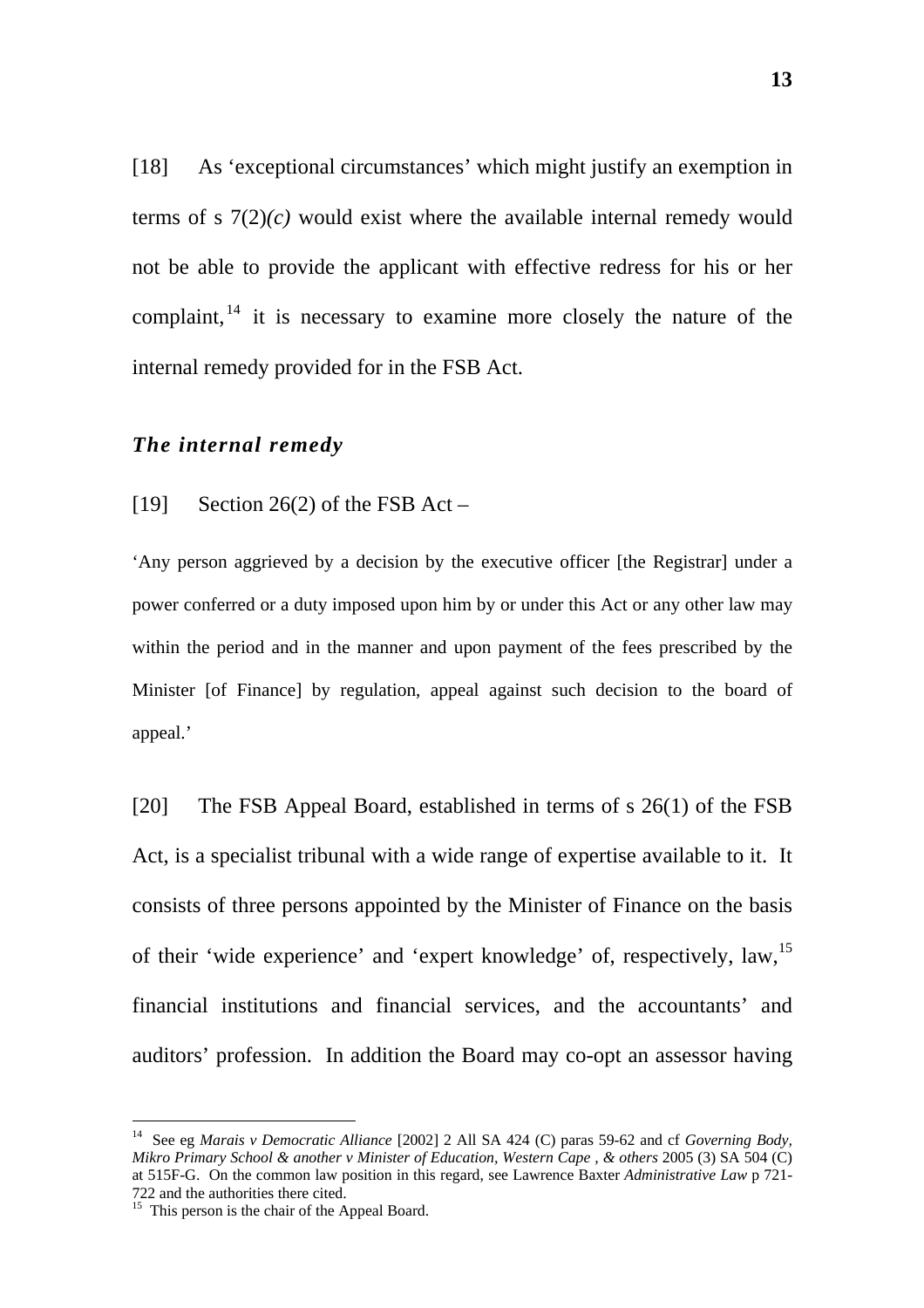[18] As 'exceptional circumstances' which might justify an exemption in terms of s 7(2)*(c)* would exist where the available internal remedy would not be able to provide the applicant with effective redress for his or her complaint,[14] it is necessary to examine more closely the nature of the internal remedy provided for in the FSB Act.

### *The internal remedy*

[19] Section 26(2) of the FSB Act –

'Any person aggrieved by a decision by the executive officer [the Registrar] under a power conferred or a duty imposed upon him by or under this Act or any other law may within the period and in the manner and upon payment of the fees prescribed by the Minister [of Finance] by regulation, appeal against such decision to the board of appeal.'

[20] The FSB Appeal Board, established in terms of s 26(1) of the FSB Act, is a specialist tribunal with a wide range of expertise available to it. It consists of three persons appointed by the Minister of Finance on the basis of their 'wide experience' and 'expert knowledge' of, respectively, law,[15] financial institutions and financial services, and the accountants' and auditors' profession. In addition the Board may co-opt an assessor having

---

[14] See eg *Marais v Democratic Alliance* [2002] 2 All SA 424 (C) paras 59-62 and cf *Governing Body, Mikro Primary School & another v Minister of Education, Western Cape , & others* 2005 (3) SA 504 (C) at 515F-G. On the common law position in this regard, see Lawrence Baxter *Administrative Law* p 721-722 and the authorities there cited.

[15] This person is the chair of the Appeal Board.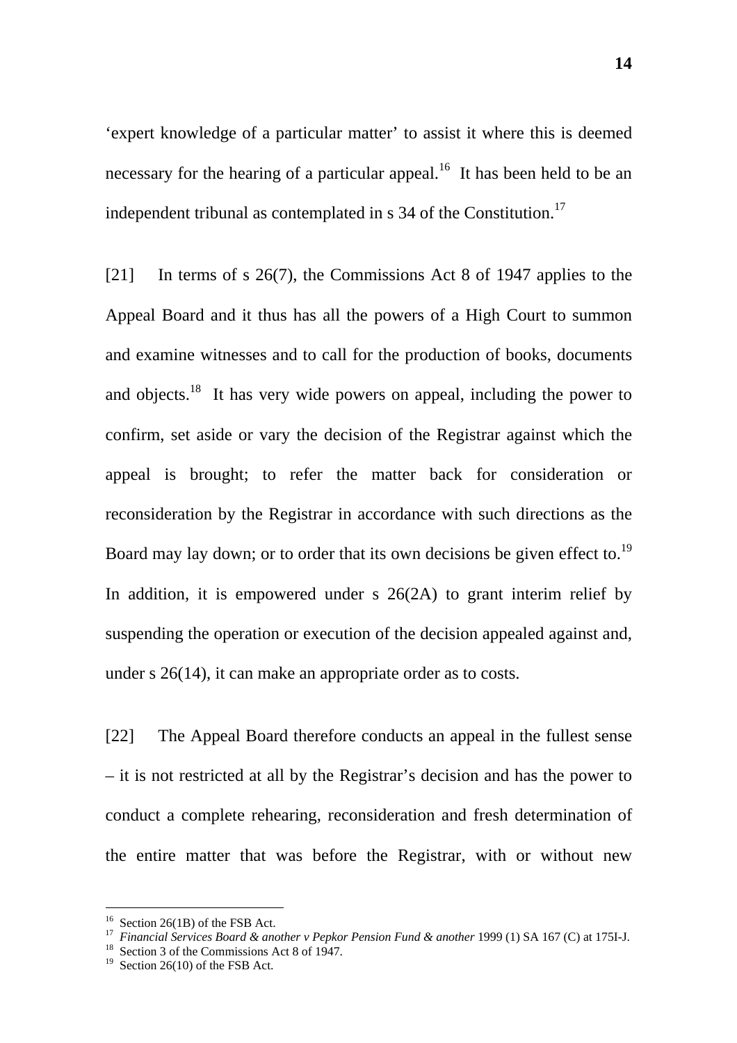'expert knowledge of a particular matter' to assist it where this is deemed necessary for the hearing of a particular appeal.[16] It has been held to be an independent tribunal as contemplated in s 34 of the Constitution.[17]

[21] In terms of s 26(7), the Commissions Act 8 of 1947 applies to the Appeal Board and it thus has all the powers of a High Court to summon and examine witnesses and to call for the production of books, documents and objects.[18] It has very wide powers on appeal, including the power to confirm, set aside or vary the decision of the Registrar against which the appeal is brought; to refer the matter back for consideration or reconsideration by the Registrar in accordance with such directions as the Board may lay down; or to order that its own decisions be given effect to.[19] In addition, it is empowered under s 26(2A) to grant interim relief by suspending the operation or execution of the decision appealed against and, under s 26(14), it can make an appropriate order as to costs.

[22] The Appeal Board therefore conducts an appeal in the fullest sense – it is not restricted at all by the Registrar's decision and has the power to conduct a complete rehearing, reconsideration and fresh determination of the entire matter that was before the Registrar, with or without new

---

[16] Section 26(1B) of the FSB Act.

[17] *Financial Services Board & another v Pepkor Pension Fund & another* 1999 (1) SA 167 (C) at 175I-J.

[18] Section 3 of the Commissions Act 8 of 1947.

[19] Section 26(10) of the FSB Act.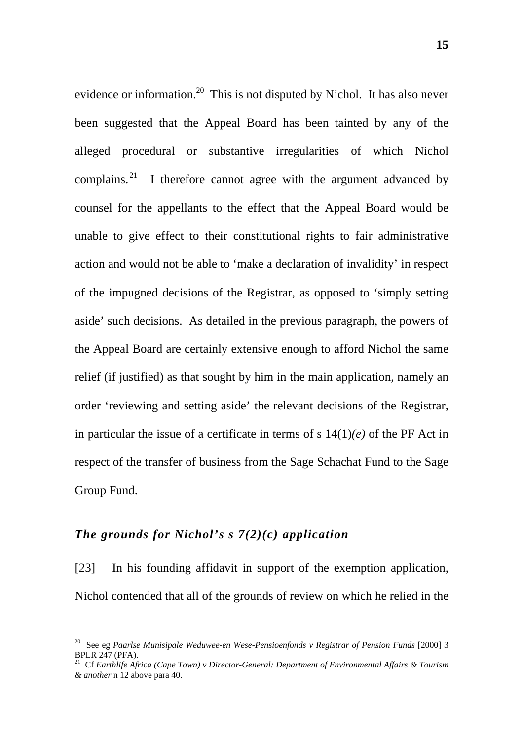evidence or information.[20] This is not disputed by Nichol. It has also never been suggested that the Appeal Board has been tainted by any of the alleged procedural or substantive irregularities of which Nichol complains.[21] I therefore cannot agree with the argument advanced by counsel for the appellants to the effect that the Appeal Board would be unable to give effect to their constitutional rights to fair administrative action and would not be able to 'make a declaration of invalidity' in respect of the impugned decisions of the Registrar, as opposed to 'simply setting aside' such decisions. As detailed in the previous paragraph, the powers of the Appeal Board are certainly extensive enough to afford Nichol the same relief (if justified) as that sought by him in the main application, namely an order 'reviewing and setting aside' the relevant decisions of the Registrar, in particular the issue of a certificate in terms of s 14(1)*(e)* of the PF Act in respect of the transfer of business from the Sage Schachat Fund to the Sage Group Fund.

### *The grounds for Nichol's s 7(2)(c) application*

[23] In his founding affidavit in support of the exemption application, Nichol contended that all of the grounds of review on which he relied in the

---

[20] See eg *Paarlse Munisipale Weduwee-en Wese-Pensioenfonds v Registrar of Pension Funds* [2000] 3 BPLR 247 (PFA).

[21] Cf *Earthlife Africa (Cape Town) v Director-General: Department of Environmental Affairs & Tourism & another* n 12 above para 40.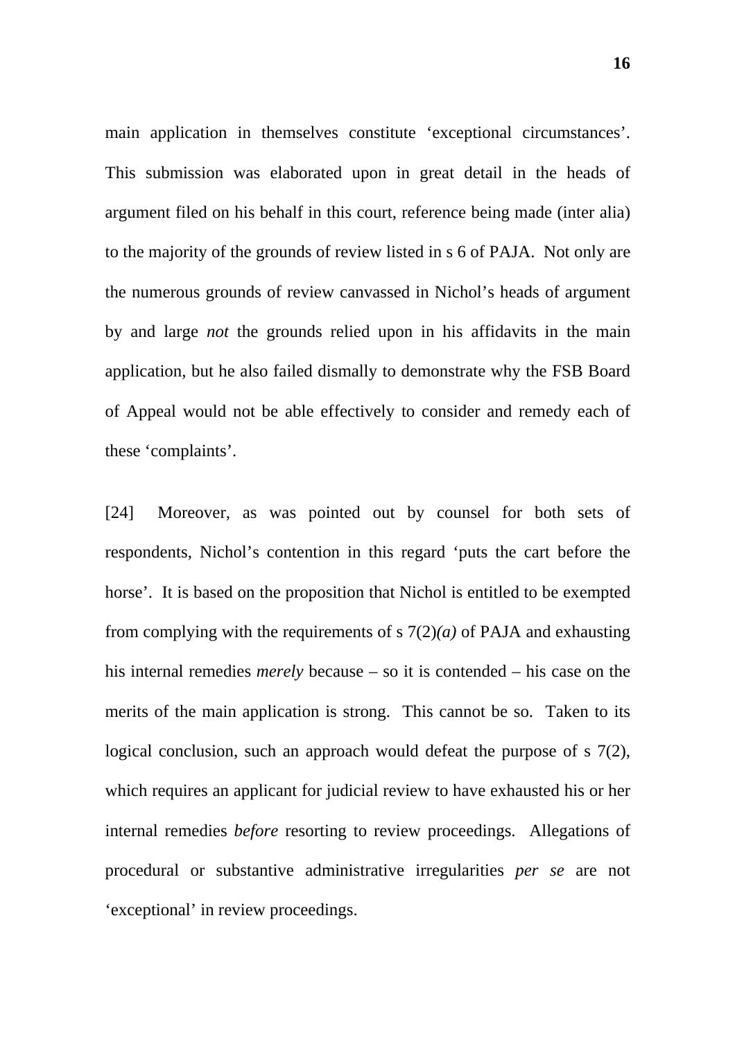main application in themselves constitute 'exceptional circumstances'. This submission was elaborated upon in great detail in the heads of argument filed on his behalf in this court, reference being made (inter alia) to the majority of the grounds of review listed in s 6 of PAJA. Not only are the numerous grounds of review canvassed in Nichol's heads of argument by and large *not* the grounds relied upon in his affidavits in the main application, but he also failed dismally to demonstrate why the FSB Board of Appeal would not be able effectively to consider and remedy each of these 'complaints'.

[24] Moreover, as was pointed out by counsel for both sets of respondents, Nichol's contention in this regard 'puts the cart before the horse'. It is based on the proposition that Nichol is entitled to be exempted from complying with the requirements of s 7(2)*(a)* of PAJA and exhausting his internal remedies *merely* because – so it is contended – his case on the merits of the main application is strong. This cannot be so. Taken to its logical conclusion, such an approach would defeat the purpose of s 7(2), which requires an applicant for judicial review to have exhausted his or her internal remedies *before* resorting to review proceedings. Allegations of procedural or substantive administrative irregularities *per se* are not 'exceptional' in review proceedings.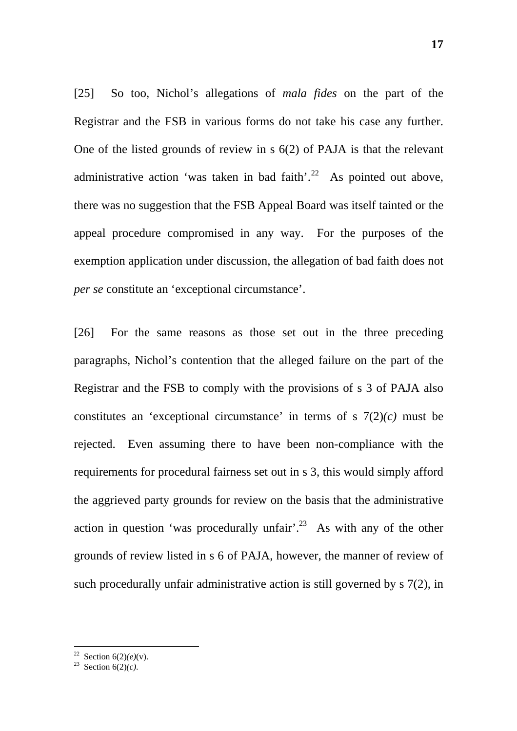[25] So too, Nichol's allegations of *mala fides* on the part of the Registrar and the FSB in various forms do not take his case any further. One of the listed grounds of review in s 6(2) of PAJA is that the relevant administrative action 'was taken in bad faith'.[22] As pointed out above, there was no suggestion that the FSB Appeal Board was itself tainted or the appeal procedure compromised in any way. For the purposes of the exemption application under discussion, the allegation of bad faith does not *per se* constitute an 'exceptional circumstance'.

[26] For the same reasons as those set out in the three preceding paragraphs, Nichol's contention that the alleged failure on the part of the Registrar and the FSB to comply with the provisions of s 3 of PAJA also constitutes an 'exceptional circumstance' in terms of s 7(2)*(c)* must be rejected. Even assuming there to have been non-compliance with the requirements for procedural fairness set out in s 3, this would simply afford the aggrieved party grounds for review on the basis that the administrative action in question 'was procedurally unfair'.[23] As with any of the other grounds of review listed in s 6 of PAJA, however, the manner of review of such procedurally unfair administrative action is still governed by s 7(2), in

---

[22] Section 6(2)*(e)*(v).

[23] Section 6(2)*(c)*.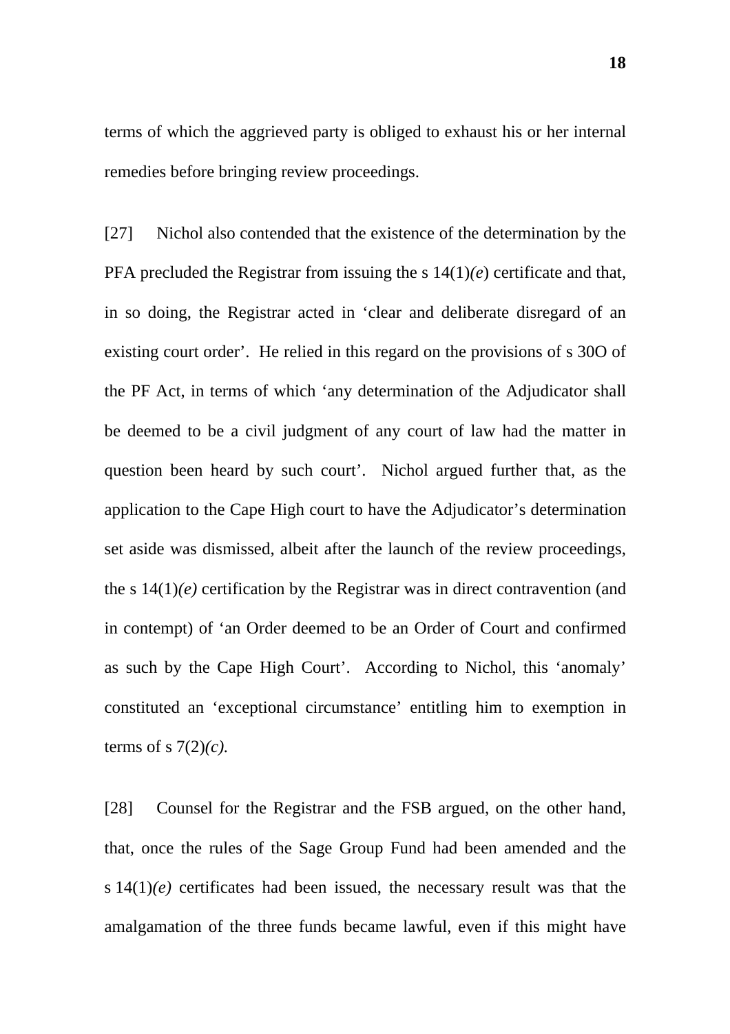terms of which the aggrieved party is obliged to exhaust his or her internal remedies before bringing review proceedings.

[27] Nichol also contended that the existence of the determination by the PFA precluded the Registrar from issuing the s 14(1)*(e*) certificate and that, in so doing, the Registrar acted in 'clear and deliberate disregard of an existing court order'. He relied in this regard on the provisions of s 30O of the PF Act, in terms of which 'any determination of the Adjudicator shall be deemed to be a civil judgment of any court of law had the matter in question been heard by such court'. Nichol argued further that, as the application to the Cape High court to have the Adjudicator's determination set aside was dismissed, albeit after the launch of the review proceedings, the s 14(1)*(e)* certification by the Registrar was in direct contravention (and in contempt) of 'an Order deemed to be an Order of Court and confirmed as such by the Cape High Court'. According to Nichol, this 'anomaly' constituted an 'exceptional circumstance' entitling him to exemption in terms of s 7(2)*(c).*

[28] Counsel for the Registrar and the FSB argued, on the other hand, that, once the rules of the Sage Group Fund had been amended and the s 14(1)*(e)* certificates had been issued, the necessary result was that the amalgamation of the three funds became lawful, even if this might have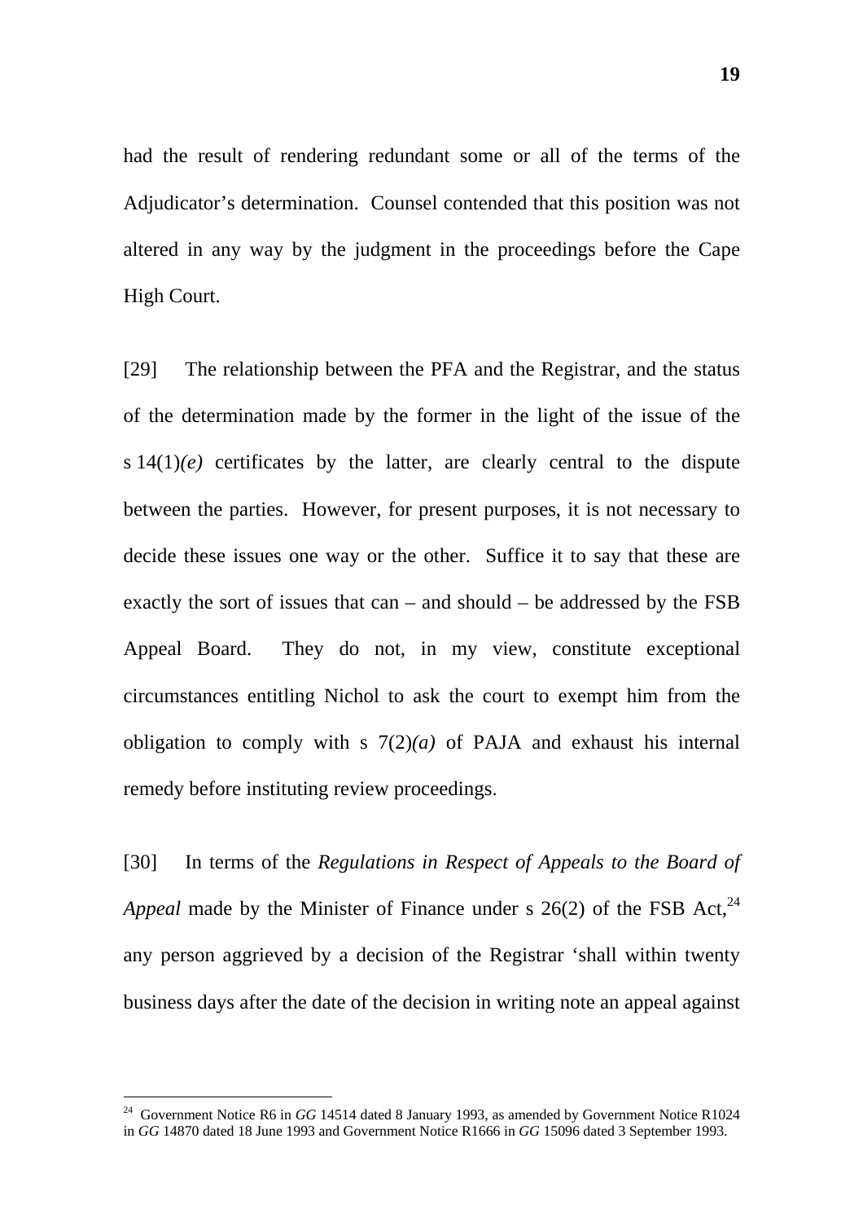had the result of rendering redundant some or all of the terms of the Adjudicator's determination. Counsel contended that this position was not altered in any way by the judgment in the proceedings before the Cape High Court.

[29] The relationship between the PFA and the Registrar, and the status of the determination made by the former in the light of the issue of the s 14(1)*(e)* certificates by the latter, are clearly central to the dispute between the parties. However, for present purposes, it is not necessary to decide these issues one way or the other. Suffice it to say that these are exactly the sort of issues that can – and should – be addressed by the FSB Appeal Board. They do not, in my view, constitute exceptional circumstances entitling Nichol to ask the court to exempt him from the obligation to comply with s 7(2)*(a)* of PAJA and exhaust his internal remedy before instituting review proceedings.

[30] In terms of the *Regulations in Respect of Appeals to the Board of Appeal* made by the Minister of Finance under s 26(2) of the FSB Act,[24] any person aggrieved by a decision of the Registrar 'shall within twenty business days after the date of the decision in writing note an appeal against

[24] Government Notice R6 in *GG* 14514 dated 8 January 1993, as amended by Government Notice R1024 in *GG* 14870 dated 18 June 1993 and Government Notice R1666 in *GG* 15096 dated 3 September 1993.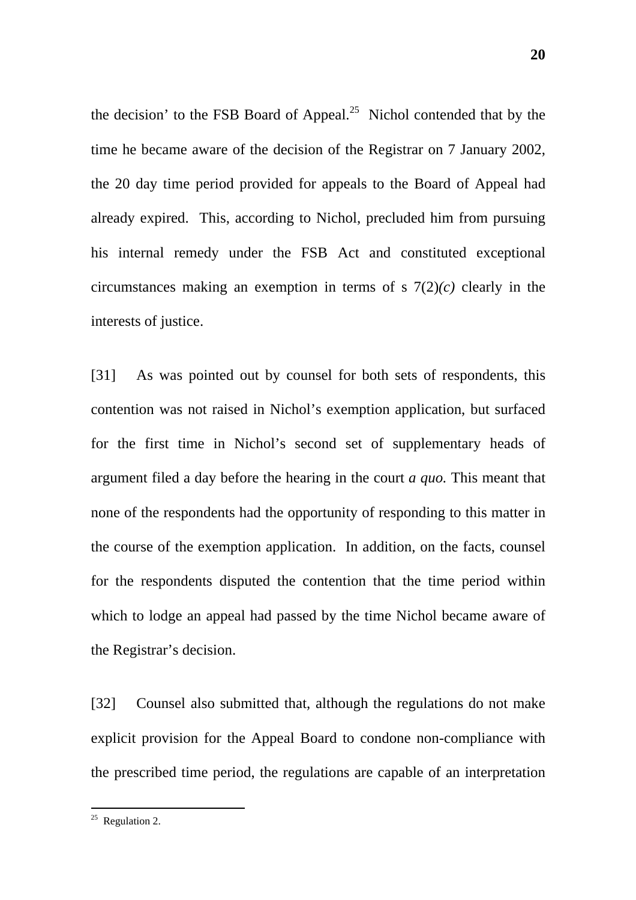the decision' to the FSB Board of Appeal.[25] Nichol contended that by the time he became aware of the decision of the Registrar on 7 January 2002, the 20 day time period provided for appeals to the Board of Appeal had already expired. This, according to Nichol, precluded him from pursuing his internal remedy under the FSB Act and constituted exceptional circumstances making an exemption in terms of s 7(2)*(c)* clearly in the interests of justice.

[31] As was pointed out by counsel for both sets of respondents, this contention was not raised in Nichol's exemption application, but surfaced for the first time in Nichol's second set of supplementary heads of argument filed a day before the hearing in the court *a quo.* This meant that none of the respondents had the opportunity of responding to this matter in the course of the exemption application. In addition, on the facts, counsel for the respondents disputed the contention that the time period within which to lodge an appeal had passed by the time Nichol became aware of the Registrar's decision.

[32] Counsel also submitted that, although the regulations do not make explicit provision for the Appeal Board to condone non-compliance with the prescribed time period, the regulations are capable of an interpretation

---

[25] Regulation 2.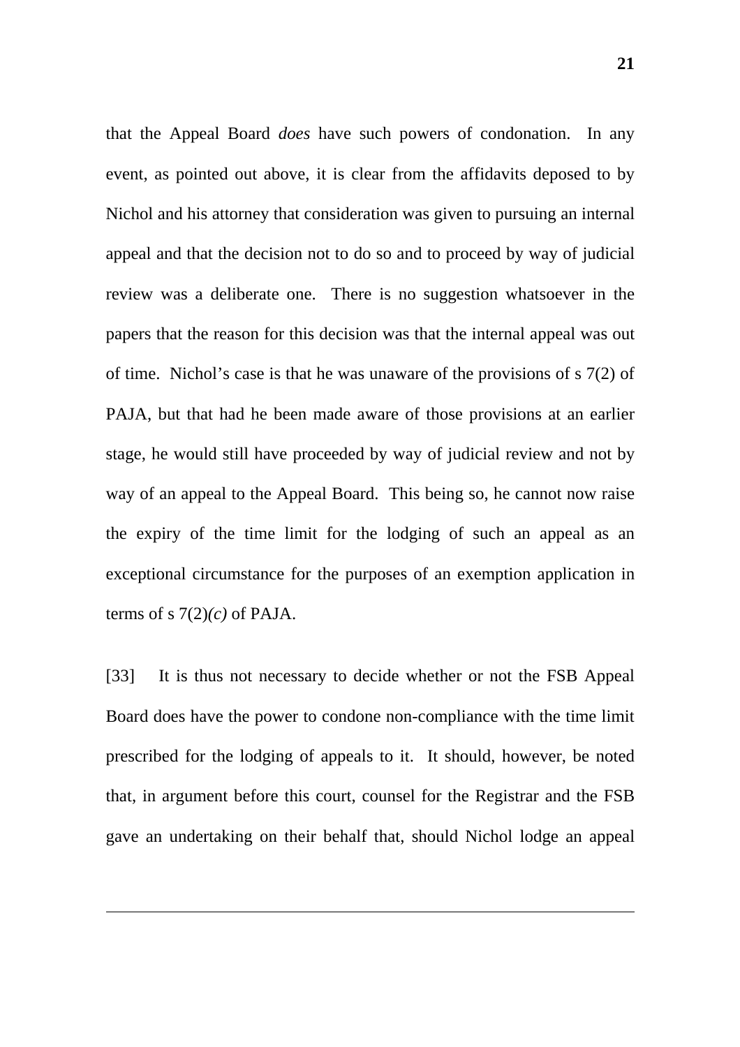that the Appeal Board *does* have such powers of condonation. In any event, as pointed out above, it is clear from the affidavits deposed to by Nichol and his attorney that consideration was given to pursuing an internal appeal and that the decision not to do so and to proceed by way of judicial review was a deliberate one. There is no suggestion whatsoever in the papers that the reason for this decision was that the internal appeal was out of time. Nichol's case is that he was unaware of the provisions of s 7(2) of PAJA, but that had he been made aware of those provisions at an earlier stage, he would still have proceeded by way of judicial review and not by way of an appeal to the Appeal Board. This being so, he cannot now raise the expiry of the time limit for the lodging of such an appeal as an exceptional circumstance for the purposes of an exemption application in terms of s 7(2)*(c)* of PAJA.

[33] It is thus not necessary to decide whether or not the FSB Appeal Board does have the power to condone non-compliance with the time limit prescribed for the lodging of appeals to it. It should, however, be noted that, in argument before this court, counsel for the Registrar and the FSB gave an undertaking on their behalf that, should Nichol lodge an appeal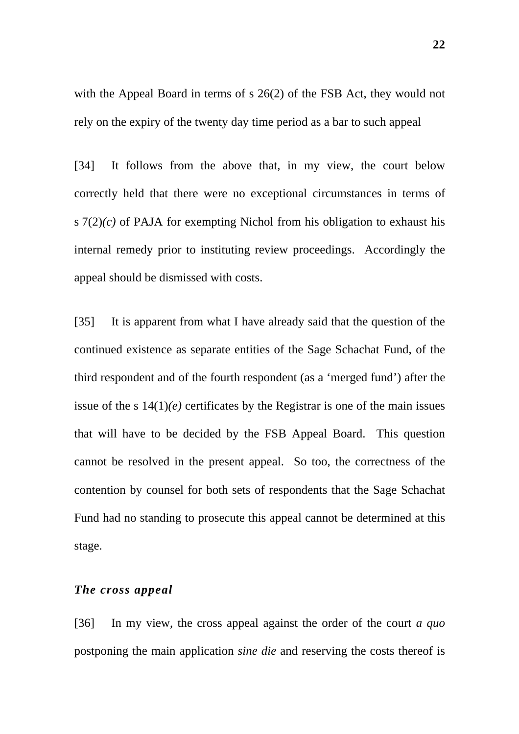with the Appeal Board in terms of s 26(2) of the FSB Act, they would not rely on the expiry of the twenty day time period as a bar to such appeal

[34] It follows from the above that, in my view, the court below correctly held that there were no exceptional circumstances in terms of s 7(2)*(c)* of PAJA for exempting Nichol from his obligation to exhaust his internal remedy prior to instituting review proceedings. Accordingly the appeal should be dismissed with costs.

[35] It is apparent from what I have already said that the question of the continued existence as separate entities of the Sage Schachat Fund, of the third respondent and of the fourth respondent (as a 'merged fund') after the issue of the s 14(1)*(e)* certificates by the Registrar is one of the main issues that will have to be decided by the FSB Appeal Board. This question cannot be resolved in the present appeal. So too, the correctness of the contention by counsel for both sets of respondents that the Sage Schachat Fund had no standing to prosecute this appeal cannot be determined at this stage.

### *The cross appeal*

[36] In my view, the cross appeal against the order of the court *a quo* postponing the main application *sine die* and reserving the costs thereof is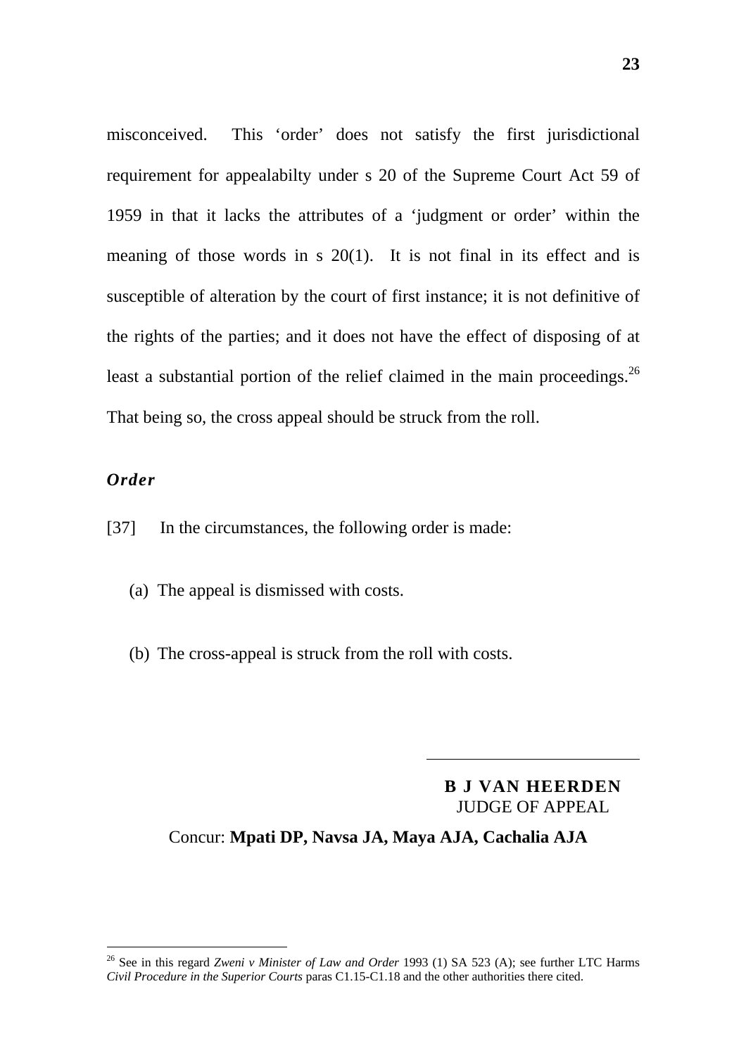misconceived. This 'order' does not satisfy the first jurisdictional requirement for appealabilty under s 20 of the Supreme Court Act 59 of 1959 in that it lacks the attributes of a 'judgment or order' within the meaning of those words in s 20(1). It is not final in its effect and is susceptible of alteration by the court of first instance; it is not definitive of the rights of the parties; and it does not have the effect of disposing of at least a substantial portion of the relief claimed in the main proceedings.[26] That being so, the cross appeal should be struck from the roll.

### ***Order***

[37] In the circumstances, the following order is made:

(a) The appeal is dismissed with costs.

(b) The cross-appeal is struck from the roll with costs.

**B J VAN HEERDEN**
JUDGE OF APPEAL

Concur: **Mpati DP, Navsa JA, Maya AJA, Cachalia AJA**

---

[26] See in this regard *Zweni v Minister of Law and Order* 1993 (1) SA 523 (A); see further LTC Harms *Civil Procedure in the Superior Courts* paras C1.15-C1.18 and the other authorities there cited.